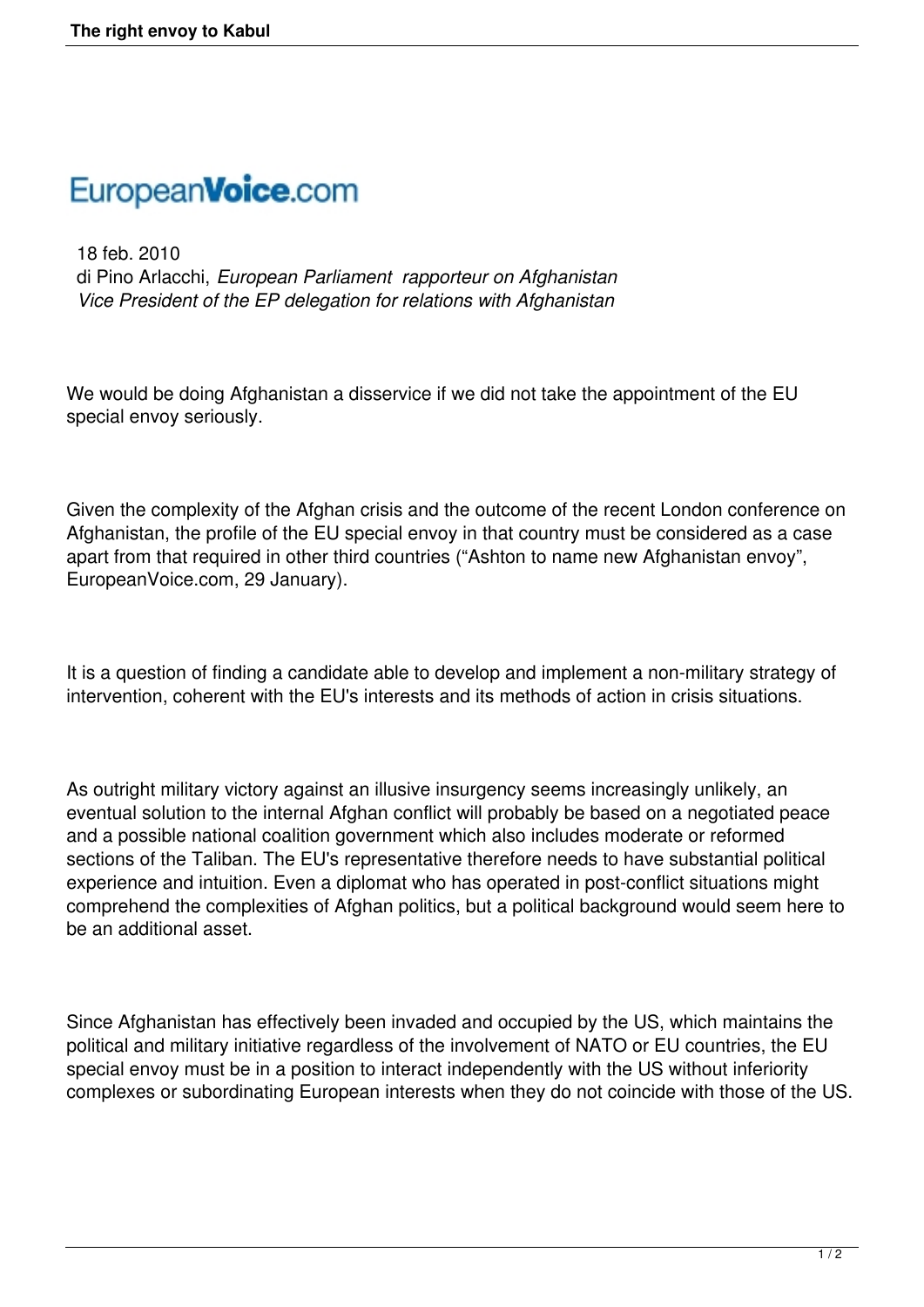EuropeanVoice.com

18 feb. 2010
di Pino Arlacchi, *European Parliament rapporteur on Afghanistan*
*Vice President of the EP delegation for relations with Afghanistan*

We would be doing Afghanistan a disservice if we did not take the appointment of the EU special envoy seriously.

Given the complexity of the Afghan crisis and the outcome of the recent London conference on Afghanistan, the profile of the EU special envoy in that country must be considered as a case apart from that required in other third countries ("Ashton to name new Afghanistan envoy", EuropeanVoice.com, 29 January).

It is a question of finding a candidate able to develop and implement a non-military strategy of intervention, coherent with the EU's interests and its methods of action in crisis situations.

As outright military victory against an illusive insurgency seems increasingly unlikely, an eventual solution to the internal Afghan conflict will probably be based on a negotiated peace and a possible national coalition government which also includes moderate or reformed sections of the Taliban. The EU's representative therefore needs to have substantial political experience and intuition. Even a diplomat who has operated in post-conflict situations might comprehend the complexities of Afghan politics, but a political background would seem here to be an additional asset.

Since Afghanistan has effectively been invaded and occupied by the US, which maintains the political and military initiative regardless of the involvement of NATO or EU countries, the EU special envoy must be in a position to interact independently with the US without inferiority complexes or subordinating European interests when they do not coincide with those of the US.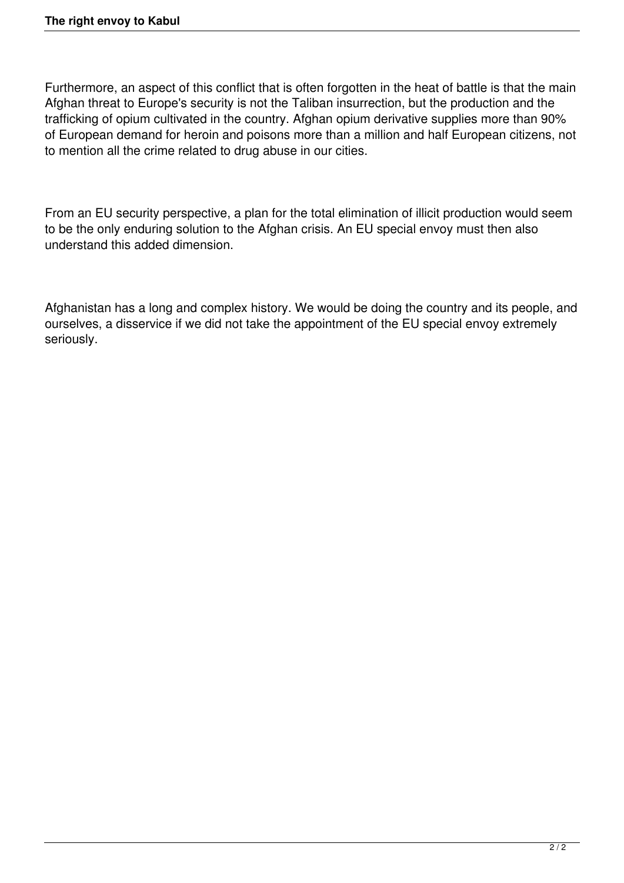Furthermore, an aspect of this conflict that is often forgotten in the heat of battle is that the main Afghan threat to Europe's security is not the Taliban insurrection, but the production and the trafficking of opium cultivated in the country. Afghan opium derivative supplies more than 90% of European demand for heroin and poisons more than a million and half European citizens, not to mention all the crime related to drug abuse in our cities.

From an EU security perspective, a plan for the total elimination of illicit production would seem to be the only enduring solution to the Afghan crisis. An EU special envoy must then also understand this added dimension.

Afghanistan has a long and complex history. We would be doing the country and its people, and ourselves, a disservice if we did not take the appointment of the EU special envoy extremely seriously.